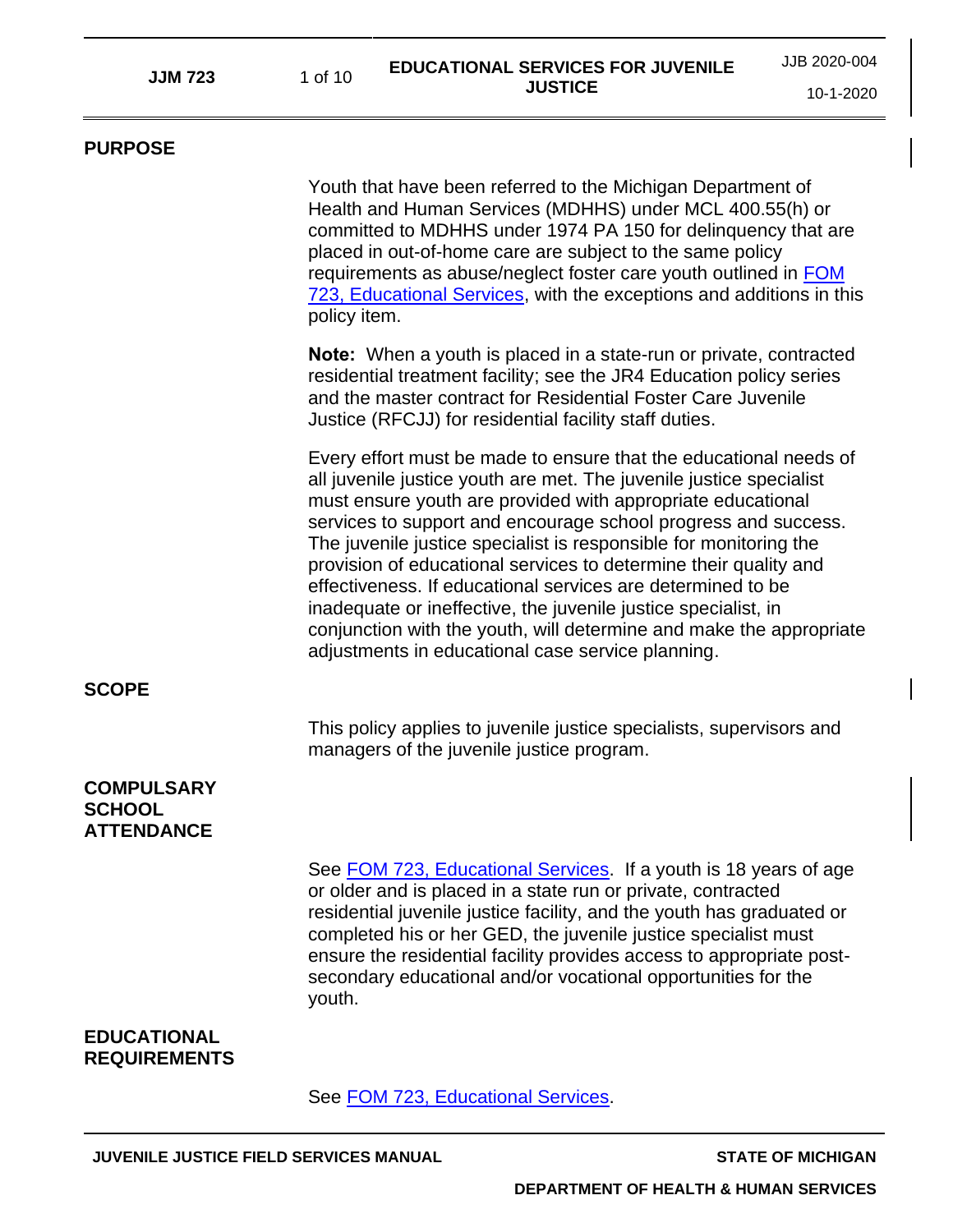# EDUCATIONAL SERVICES FOR JUVENILE JUSTICE

## PURPOSE

Youth that have been referred to the Michigan Department of Health and Human Services (MDHHS) under MCL 400.55(h) or committed to MDHHS under 1974 PA 150 for delinquency that are placed in out-of-home care are subject to the same policy requirements as abuse/neglect foster care youth outlined in FOM 723, Educational Services, with the exceptions and additions in this policy item.

**Note:** When a youth is placed in a state-run or private, contracted residential treatment facility; see the JR4 Education policy series and the master contract for Residential Foster Care Juvenile Justice (RFCJJ) for residential facility staff duties.

Every effort must be made to ensure that the educational needs of all juvenile justice youth are met. The juvenile justice specialist must ensure youth are provided with appropriate educational services to support and encourage school progress and success. The juvenile justice specialist is responsible for monitoring the provision of educational services to determine their quality and effectiveness. If educational services are determined to be inadequate or ineffective, the juvenile justice specialist, in conjunction with the youth, will determine and make the appropriate adjustments in educational case service planning.

## SCOPE

This policy applies to juvenile justice specialists, supervisors and managers of the juvenile justice program.

## COMPULSARY SCHOOL ATTENDANCE

See FOM 723, Educational Services. If a youth is 18 years of age or older and is placed in a state run or private, contracted residential juvenile justice facility, and the youth has graduated or completed his or her GED, the juvenile justice specialist must ensure the residential facility provides access to appropriate post-secondary educational and/or vocational opportunities for the youth.

## EDUCATIONAL REQUIREMENTS

See FOM 723, Educational Services.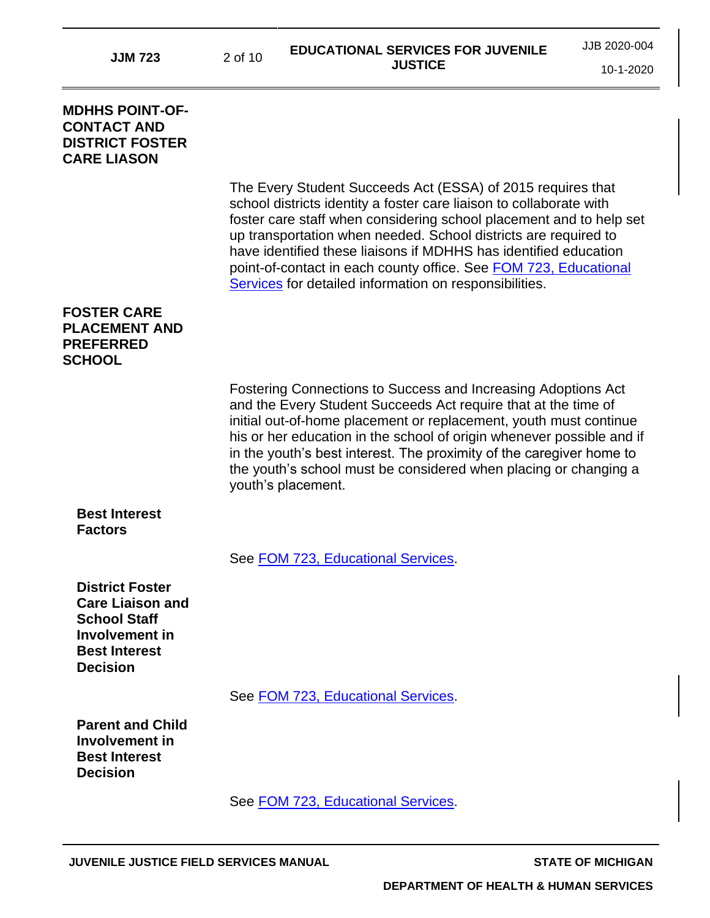## MDHHS POINT-OF-CONTACT AND DISTRICT FOSTER CARE LIASON

The Every Student Succeeds Act (ESSA) of 2015 requires that school districts identity a foster care liaison to collaborate with foster care staff when considering school placement and to help set up transportation when needed. School districts are required to have identified these liaisons if MDHHS has identified education point-of-contact in each county office. See FOM 723, Educational Services for detailed information on responsibilities.

## FOSTER CARE PLACEMENT AND PREFERRED SCHOOL

Fostering Connections to Success and Increasing Adoptions Act and the Every Student Succeeds Act require that at the time of initial out-of-home placement or replacement, youth must continue his or her education in the school of origin whenever possible and if in the youth's best interest. The proximity of the caregiver home to the youth's school must be considered when placing or changing a youth's placement.

### Best Interest Factors

See FOM 723, Educational Services.

### District Foster Care Liaison and School Staff Involvement in Best Interest Decision

See FOM 723, Educational Services.

### Parent and Child Involvement in Best Interest Decision

See FOM 723, Educational Services.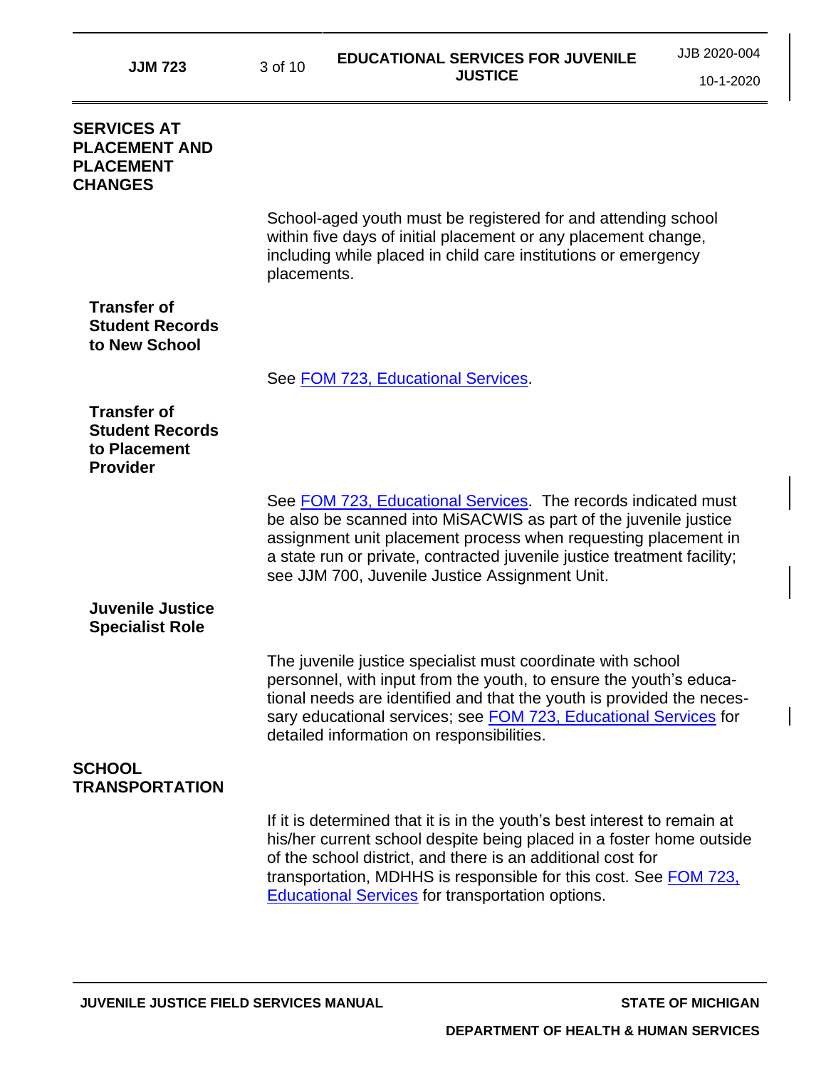## SERVICES AT PLACEMENT AND PLACEMENT CHANGES

School-aged youth must be registered for and attending school within five days of initial placement or any placement change, including while placed in child care institutions or emergency placements.

### Transfer of Student Records to New School

See FOM 723, Educational Services.

### Transfer of Student Records to Placement Provider

See FOM 723, Educational Services. The records indicated must be also be scanned into MiSACWIS as part of the juvenile justice assignment unit placement process when requesting placement in a state run or private, contracted juvenile justice treatment facility; see JJM 700, Juvenile Justice Assignment Unit.

### Juvenile Justice Specialist Role

The juvenile justice specialist must coordinate with school personnel, with input from the youth, to ensure the youth's educational needs are identified and that the youth is provided the necessary educational services; see FOM 723, Educational Services for detailed information on responsibilities.

## SCHOOL TRANSPORTATION

If it is determined that it is in the youth's best interest to remain at his/her current school despite being placed in a foster home outside of the school district, and there is an additional cost for transportation, MDHHS is responsible for this cost. See FOM 723, Educational Services for transportation options.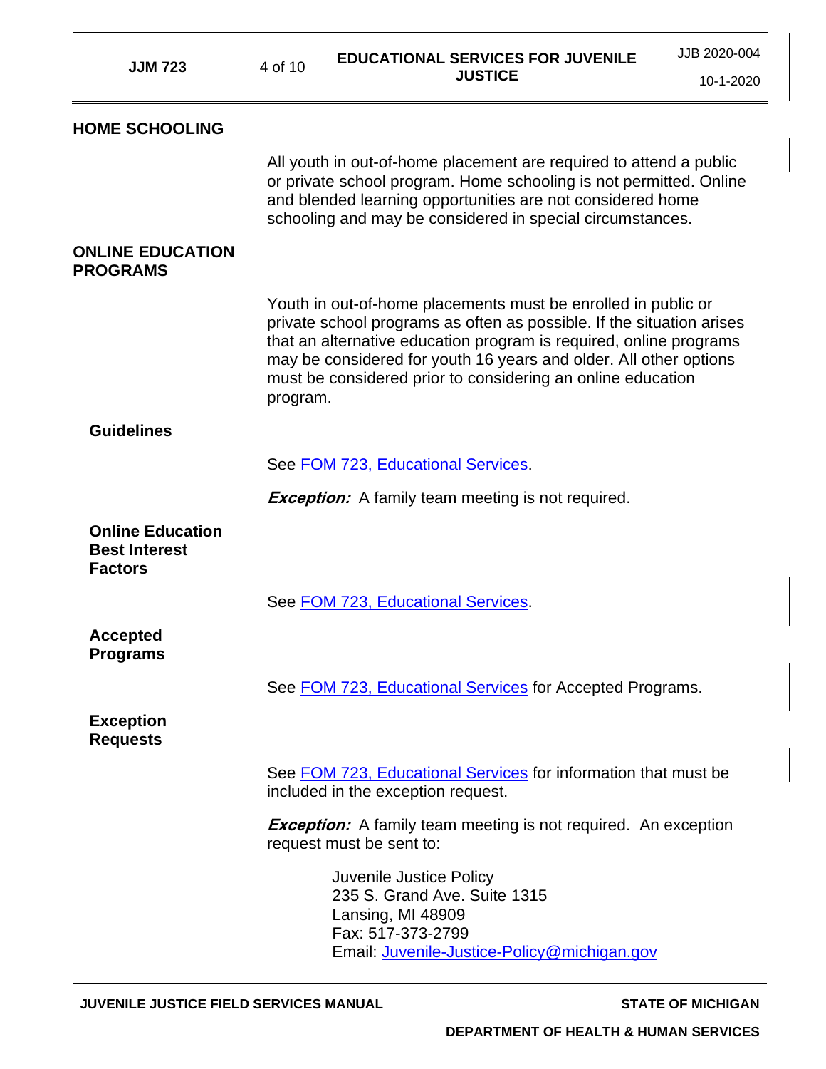## HOME SCHOOLING

All youth in out-of-home placement are required to attend a public or private school program. Home schooling is not permitted. Online and blended learning opportunities are not considered home schooling and may be considered in special circumstances.

## ONLINE EDUCATION PROGRAMS

Youth in out-of-home placements must be enrolled in public or private school programs as often as possible. If the situation arises that an alternative education program is required, online programs may be considered for youth 16 years and older. All other options must be considered prior to considering an online education program.

### Guidelines

See FOM 723, Educational Services.

***Exception:*** A family team meeting is not required.

### Online Education Best Interest Factors

See FOM 723, Educational Services.

### Accepted Programs

See FOM 723, Educational Services for Accepted Programs.

### Exception Requests

See FOM 723, Educational Services for information that must be included in the exception request.

***Exception:*** A family team meeting is not required. An exception request must be sent to:

Juvenile Justice Policy
235 S. Grand Ave. Suite 1315
Lansing, MI 48909
Fax: 517-373-2799
Email: Juvenile-Justice-Policy@michigan.gov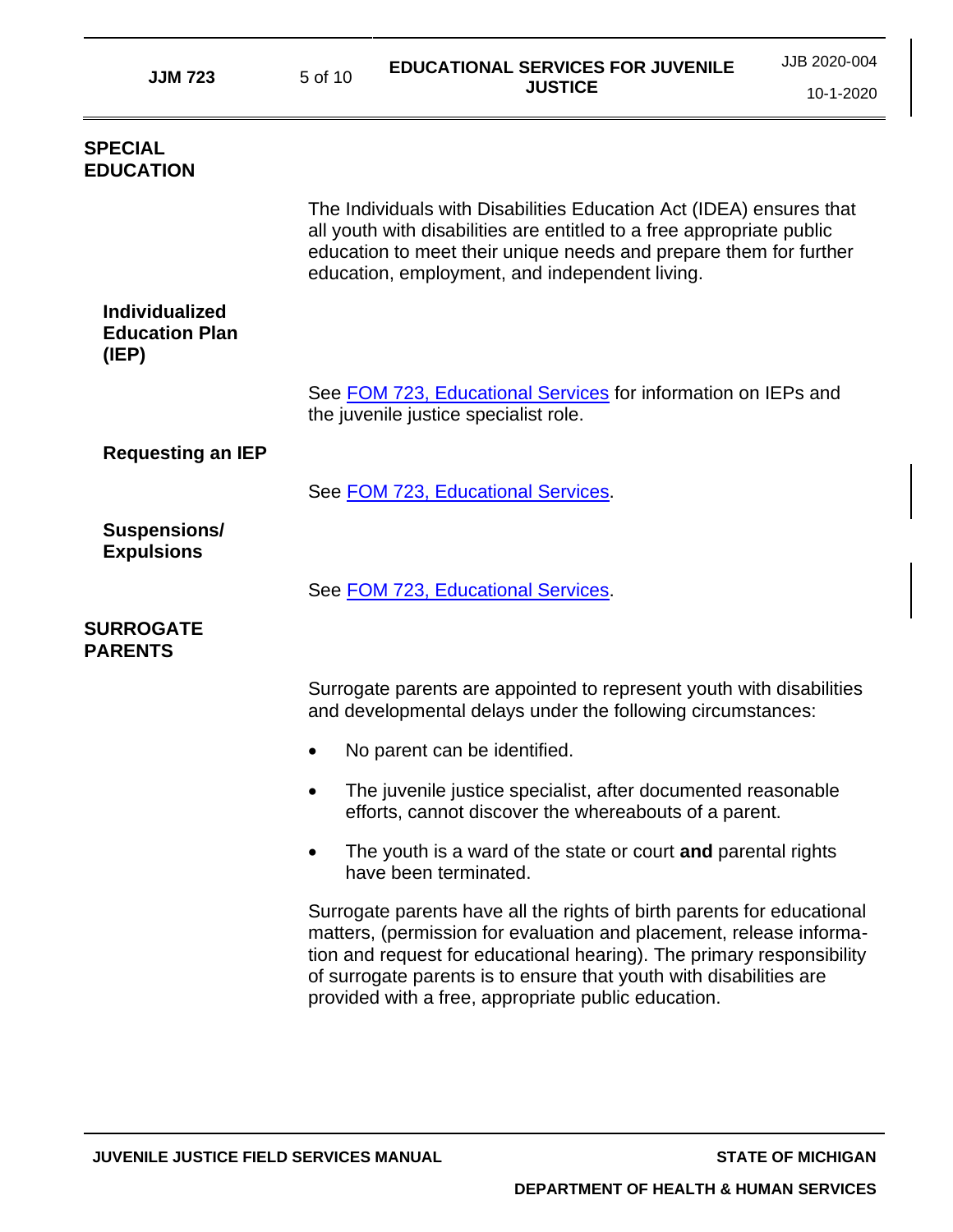## SPECIAL EDUCATION

The Individuals with Disabilities Education Act (IDEA) ensures that all youth with disabilities are entitled to a free appropriate public education to meet their unique needs and prepare them for further education, employment, and independent living.

### Individualized Education Plan (IEP)

See FOM 723, Educational Services for information on IEPs and the juvenile justice specialist role.

### Requesting an IEP

See FOM 723, Educational Services.

### Suspensions/ Expulsions

See FOM 723, Educational Services.

## SURROGATE PARENTS

Surrogate parents are appointed to represent youth with disabilities and developmental delays under the following circumstances:

- No parent can be identified.
- The juvenile justice specialist, after documented reasonable efforts, cannot discover the whereabouts of a parent.
- The youth is a ward of the state or court **and** parental rights have been terminated.

Surrogate parents have all the rights of birth parents for educational matters, (permission for evaluation and placement, release information and request for educational hearing). The primary responsibility of surrogate parents is to ensure that youth with disabilities are provided with a free, appropriate public education.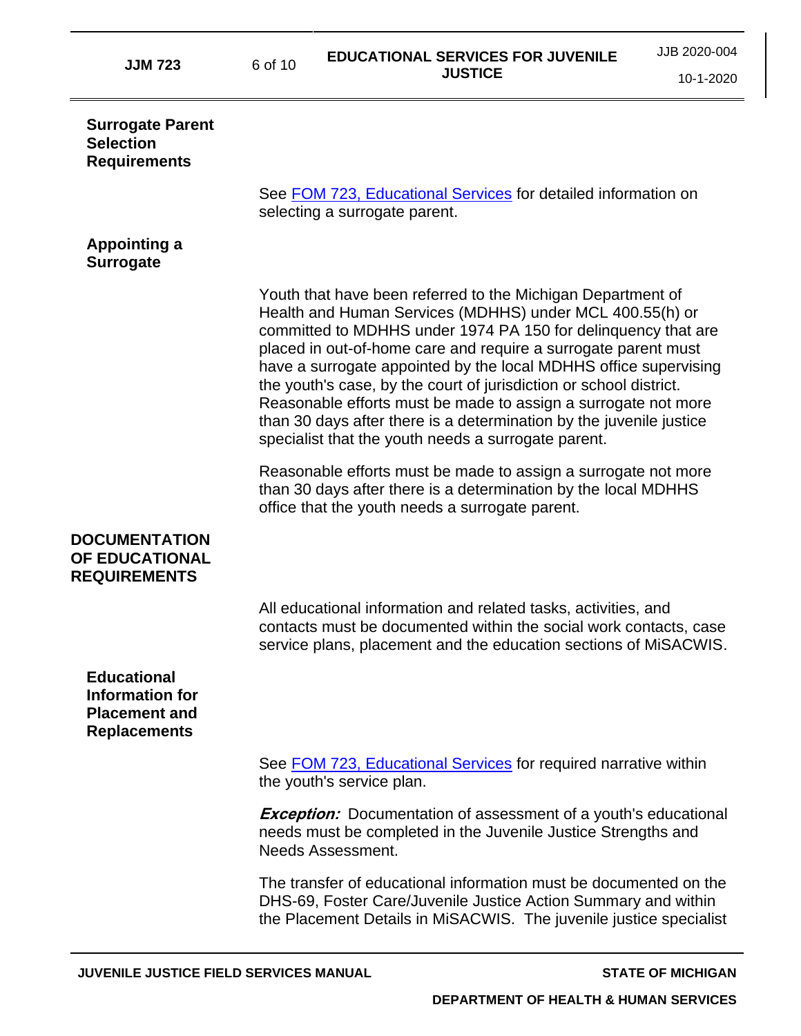## Surrogate Parent Selection Requirements

See [FOM 723, Educational Services](FOM 723, Educational Services) for detailed information on selecting a surrogate parent.

## Appointing a Surrogate

Youth that have been referred to the Michigan Department of Health and Human Services (MDHHS) under MCL 400.55(h) or committed to MDHHS under 1974 PA 150 for delinquency that are placed in out-of-home care and require a surrogate parent must have a surrogate appointed by the local MDHHS office supervising the youth's case, by the court of jurisdiction or school district. Reasonable efforts must be made to assign a surrogate not more than 30 days after there is a determination by the juvenile justice specialist that the youth needs a surrogate parent.

Reasonable efforts must be made to assign a surrogate not more than 30 days after there is a determination by the local MDHHS office that the youth needs a surrogate parent.

# DOCUMENTATION OF EDUCATIONAL REQUIREMENTS

All educational information and related tasks, activities, and contacts must be documented within the social work contacts, case service plans, placement and the education sections of MiSACWIS.

## Educational Information for Placement and Replacements

See [FOM 723, Educational Services](FOM 723, Educational Services) for required narrative within the youth's service plan.

***Exception:*** Documentation of assessment of a youth's educational needs must be completed in the Juvenile Justice Strengths and Needs Assessment.

The transfer of educational information must be documented on the DHS-69, Foster Care/Juvenile Justice Action Summary and within the Placement Details in MiSACWIS. The juvenile justice specialist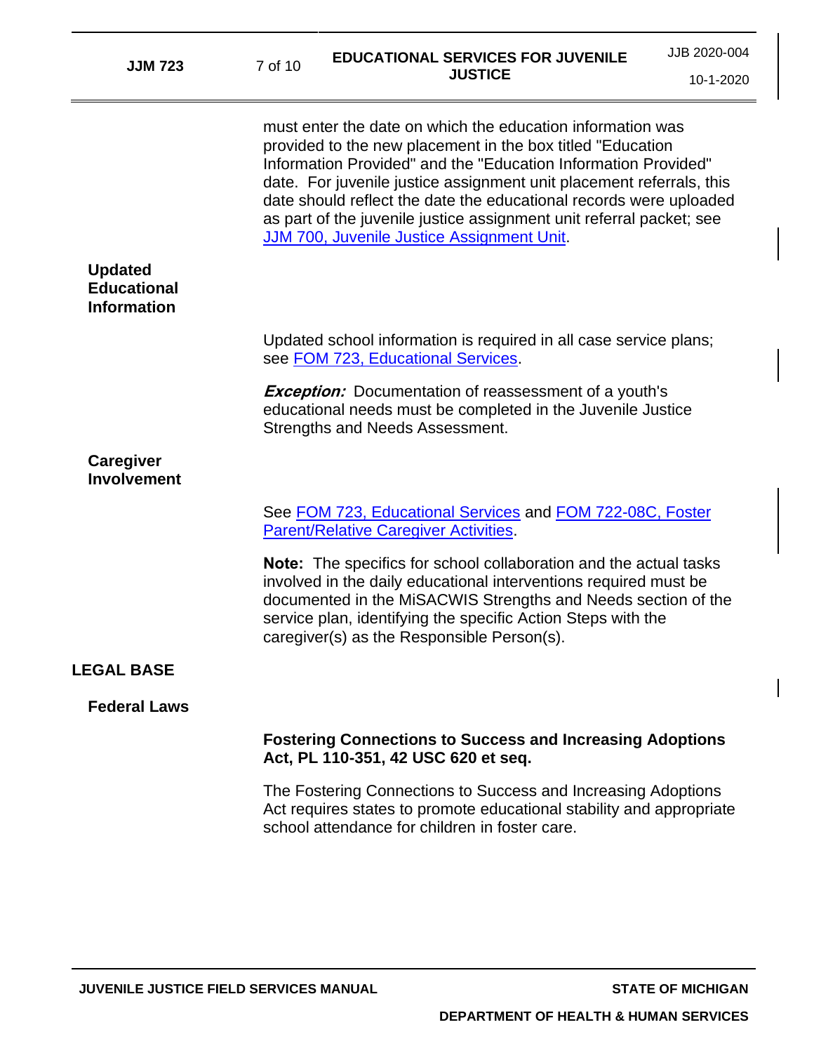must enter the date on which the education information was provided to the new placement in the box titled "Education Information Provided" and the "Education Information Provided" date. For juvenile justice assignment unit placement referrals, this date should reflect the date the educational records were uploaded as part of the juvenile justice assignment unit referral packet; see [JJM 700, Juvenile Justice Assignment Unit](#).

### Updated Educational Information

Updated school information is required in all case service plans; see [FOM 723, Educational Services](#).

***Exception:*** Documentation of reassessment of a youth's educational needs must be completed in the Juvenile Justice Strengths and Needs Assessment.

### Caregiver Involvement

See [FOM 723, Educational Services](#) and [FOM 722-08C, Foster Parent/Relative Caregiver Activities](#).

**Note:** The specifics for school collaboration and the actual tasks involved in the daily educational interventions required must be documented in the MiSACWIS Strengths and Needs section of the service plan, identifying the specific Action Steps with the caregiver(s) as the Responsible Person(s).

## LEGAL BASE

### Federal Laws

**Fostering Connections to Success and Increasing Adoptions Act, PL 110-351, 42 USC 620 et seq.**

The Fostering Connections to Success and Increasing Adoptions Act requires states to promote educational stability and appropriate school attendance for children in foster care.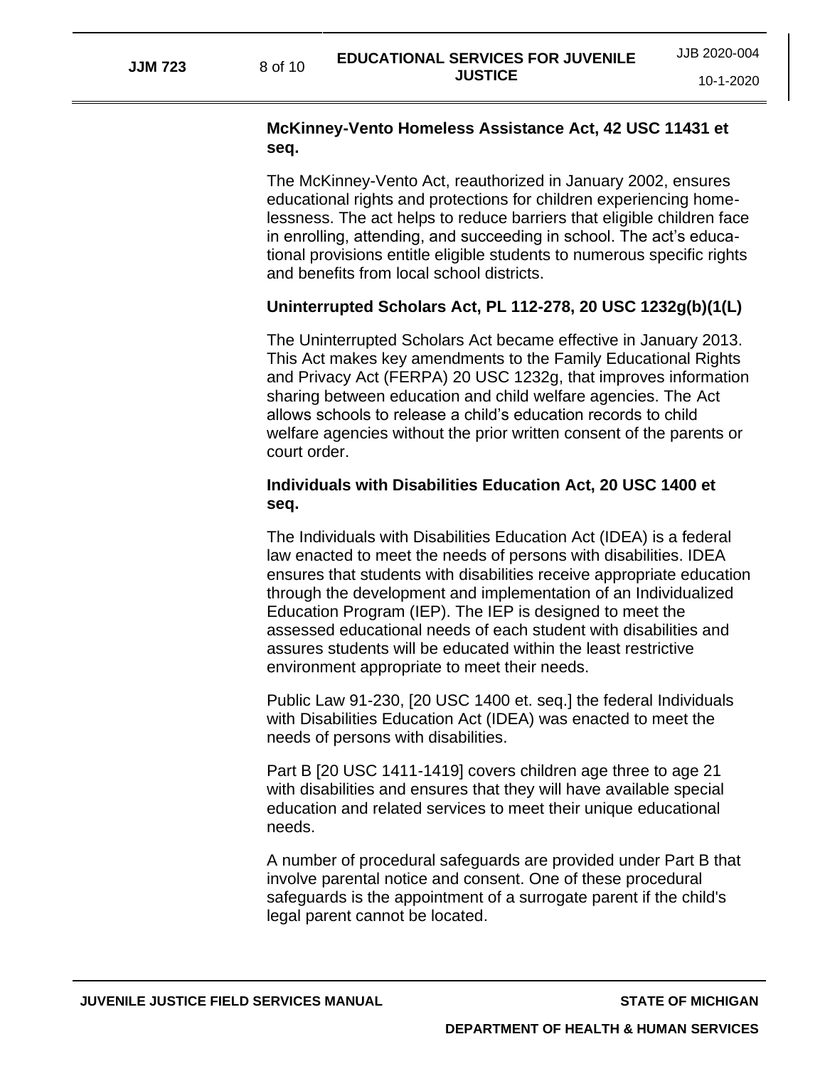**McKinney-Vento Homeless Assistance Act, 42 USC 11431 et seq.**

The McKinney-Vento Act, reauthorized in January 2002, ensures educational rights and protections for children experiencing homelessness. The act helps to reduce barriers that eligible children face in enrolling, attending, and succeeding in school. The act's educational provisions entitle eligible students to numerous specific rights and benefits from local school districts.

**Uninterrupted Scholars Act, PL 112-278, 20 USC 1232g(b)(1(L)**

The Uninterrupted Scholars Act became effective in January 2013. This Act makes key amendments to the Family Educational Rights and Privacy Act (FERPA) 20 USC 1232g, that improves information sharing between education and child welfare agencies. The Act allows schools to release a child's education records to child welfare agencies without the prior written consent of the parents or court order.

**Individuals with Disabilities Education Act, 20 USC 1400 et seq.**

The Individuals with Disabilities Education Act (IDEA) is a federal law enacted to meet the needs of persons with disabilities. IDEA ensures that students with disabilities receive appropriate education through the development and implementation of an Individualized Education Program (IEP). The IEP is designed to meet the assessed educational needs of each student with disabilities and assures students will be educated within the least restrictive environment appropriate to meet their needs.

Public Law 91-230, [20 USC 1400 et. seq.] the federal Individuals with Disabilities Education Act (IDEA) was enacted to meet the needs of persons with disabilities.

Part B [20 USC 1411-1419] covers children age three to age 21 with disabilities and ensures that they will have available special education and related services to meet their unique educational needs.

A number of procedural safeguards are provided under Part B that involve parental notice and consent. One of these procedural safeguards is the appointment of a surrogate parent if the child's legal parent cannot be located.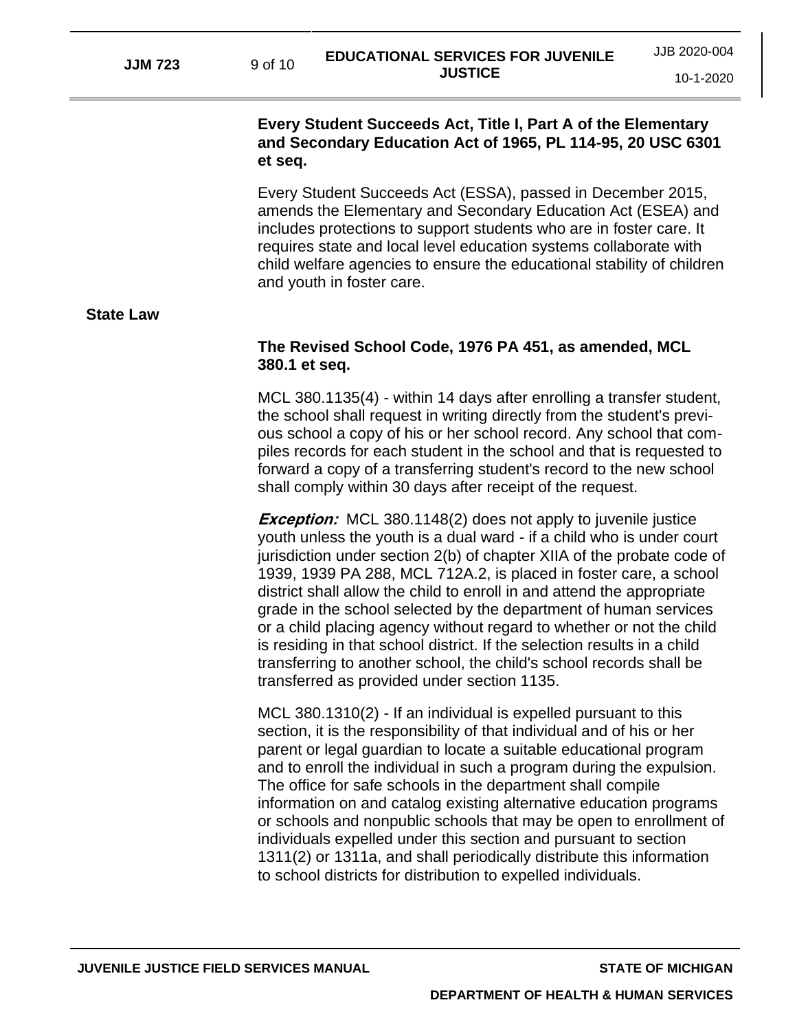**Every Student Succeeds Act, Title I, Part A of the Elementary and Secondary Education Act of 1965, PL 114-95, 20 USC 6301 et seq.**

Every Student Succeeds Act (ESSA), passed in December 2015, amends the Elementary and Secondary Education Act (ESEA) and includes protections to support students who are in foster care. It requires state and local level education systems collaborate with child welfare agencies to ensure the educational stability of children and youth in foster care.

## State Law

**The Revised School Code, 1976 PA 451, as amended, MCL 380.1 et seq.**

MCL 380.1135(4) - within 14 days after enrolling a transfer student, the school shall request in writing directly from the student's previous school a copy of his or her school record. Any school that compiles records for each student in the school and that is requested to forward a copy of a transferring student's record to the new school shall comply within 30 days after receipt of the request.

***Exception:*** MCL 380.1148(2) does not apply to juvenile justice youth unless the youth is a dual ward - if a child who is under court jurisdiction under section 2(b) of chapter XIIA of the probate code of 1939, 1939 PA 288, MCL 712A.2, is placed in foster care, a school district shall allow the child to enroll in and attend the appropriate grade in the school selected by the department of human services or a child placing agency without regard to whether or not the child is residing in that school district. If the selection results in a child transferring to another school, the child's school records shall be transferred as provided under section 1135.

MCL 380.1310(2) - If an individual is expelled pursuant to this section, it is the responsibility of that individual and of his or her parent or legal guardian to locate a suitable educational program and to enroll the individual in such a program during the expulsion. The office for safe schools in the department shall compile information on and catalog existing alternative education programs or schools and nonpublic schools that may be open to enrollment of individuals expelled under this section and pursuant to section 1311(2) or 1311a, and shall periodically distribute this information to school districts for distribution to expelled individuals.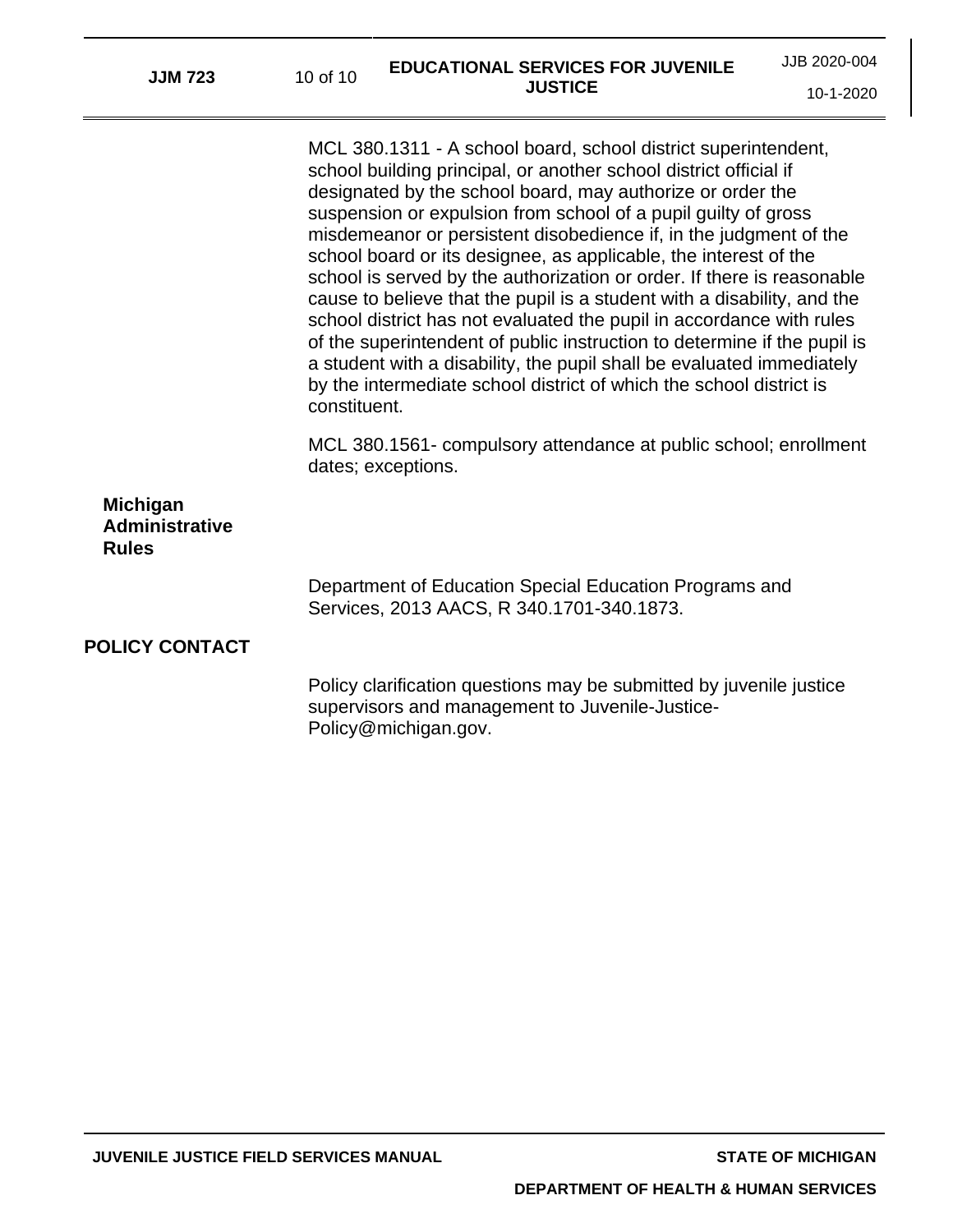MCL 380.1311 - A school board, school district superintendent, school building principal, or another school district official if designated by the school board, may authorize or order the suspension or expulsion from school of a pupil guilty of gross misdemeanor or persistent disobedience if, in the judgment of the school board or its designee, as applicable, the interest of the school is served by the authorization or order. If there is reasonable cause to believe that the pupil is a student with a disability, and the school district has not evaluated the pupil in accordance with rules of the superintendent of public instruction to determine if the pupil is a student with a disability, the pupil shall be evaluated immediately by the intermediate school district of which the school district is constituent.

MCL 380.1561- compulsory attendance at public school; enrollment dates; exceptions.

### Michigan Administrative Rules

Department of Education Special Education Programs and Services, 2013 AACS, R 340.1701-340.1873.

## POLICY CONTACT

Policy clarification questions may be submitted by juvenile justice supervisors and management to Juvenile-Justice-Policy@michigan.gov.